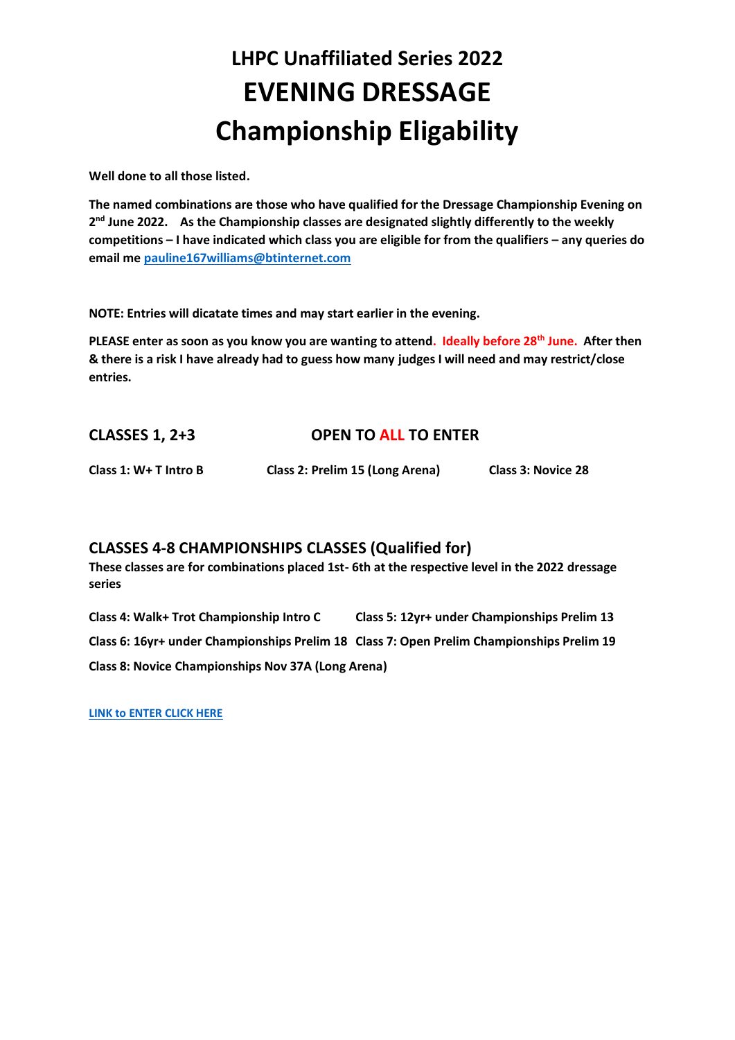# LHPC Unaffiliated Series 2022
# EVENING DRESSAGE
# Championship Eligability

**Well done to all those listed.**

**The named combinations are those who have qualified for the Dressage Championship Evening on 2nd June 2022. As the Championship classes are designated slightly differently to the weekly competitions – I have indicated which class you are eligible for from the qualifiers – any queries do email me [pauline167williams@btinternet.com](mailto:pauline167williams@btinternet.com)**

**NOTE: Entries will dicatate times and may start earlier in the evening.**

**PLEASE enter as soon as you know you are wanting to attend. Ideally before 28th June. After then & there is a risk I have already had to guess how many judges I will need and may restrict/close entries.**

## CLASSES 1, 2+3 OPEN TO ALL TO ENTER

**Class 1: W+ T Intro B**

**Class 2: Prelim 15 (Long Arena)**

**Class 3: Novice 28**

## CLASSES 4-8 CHAMPIONSHIPS CLASSES (Qualified for)

**These classes are for combinations placed 1st- 6th at the respective level in the 2022 dressage series**

**Class 4: Walk+ Trot Championship Intro C**

**Class 5: 12yr+ under Championships Prelim 13**

**Class 6: 16yr+ under Championships Prelim 18**

**Class 7: Open Prelim Championships Prelim 19**

**Class 8: Novice Championships Nov 37A (Long Arena)**

**LINK to ENTER CLICK HERE**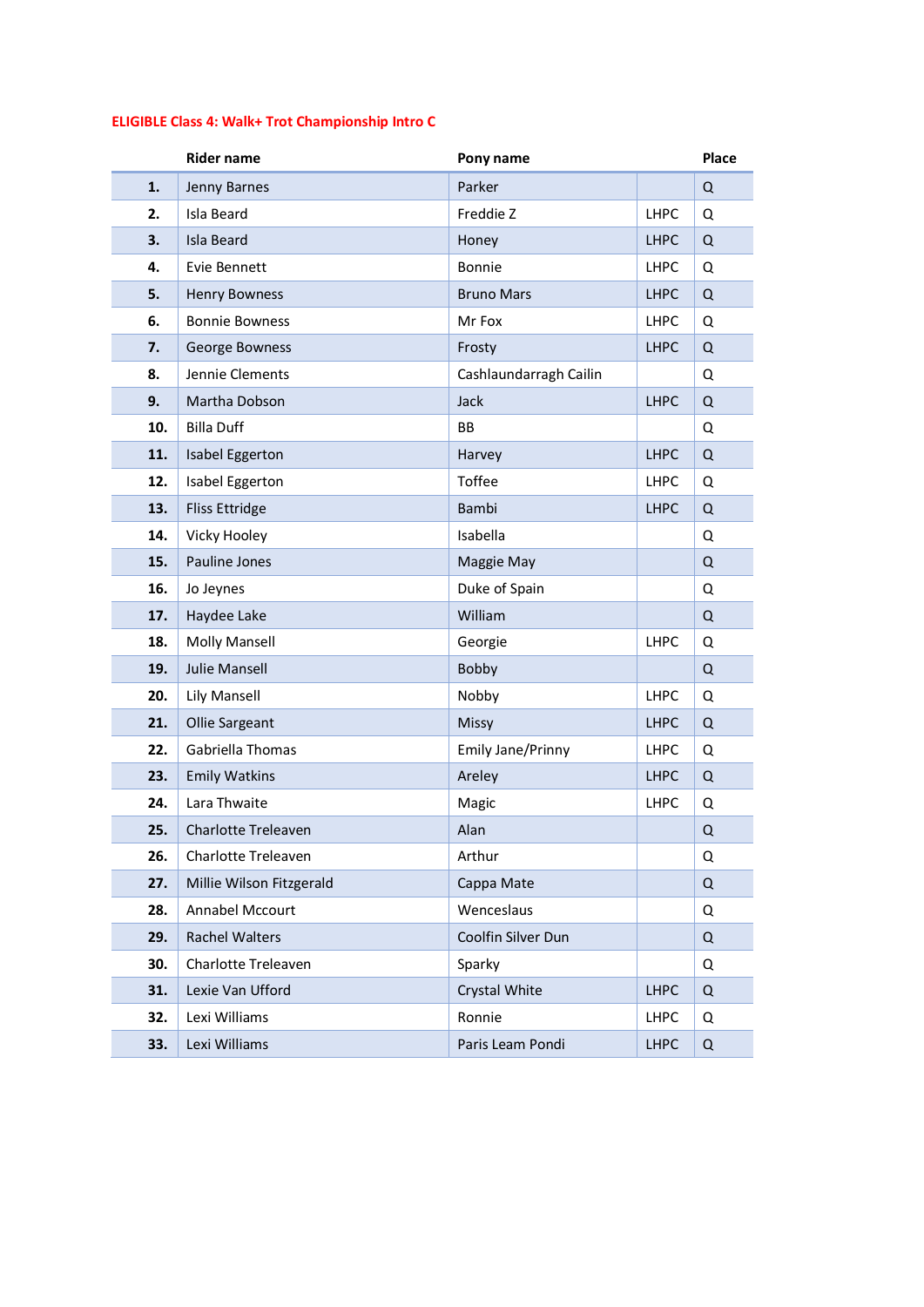**ELIGIBLE Class 4: Walk+ Trot Championship Intro C**

| | Rider name | Pony name | | Place |
|---|---|---|---|---|
| **1.** | Jenny Barnes | Parker | | Q |
| **2.** | Isla Beard | Freddie Z | LHPC | Q |
| **3.** | Isla Beard | Honey | LHPC | Q |
| **4.** | Evie Bennett | Bonnie | LHPC | Q |
| **5.** | Henry Bowness | Bruno Mars | LHPC | Q |
| **6.** | Bonnie Bowness | Mr Fox | LHPC | Q |
| **7.** | George Bowness | Frosty | LHPC | Q |
| **8.** | Jennie Clements | Cashlaundarragh Cailin | | Q |
| **9.** | Martha Dobson | Jack | LHPC | Q |
| **10.** | Billa Duff | BB | | Q |
| **11.** | Isabel Eggerton | Harvey | LHPC | Q |
| **12.** | Isabel Eggerton | Toffee | LHPC | Q |
| **13.** | Fliss Ettridge | Bambi | LHPC | Q |
| **14.** | Vicky Hooley | Isabella | | Q |
| **15.** | Pauline Jones | Maggie May | | Q |
| **16.** | Jo Jeynes | Duke of Spain | | Q |
| **17.** | Haydee Lake | William | | Q |
| **18.** | Molly Mansell | Georgie | LHPC | Q |
| **19.** | Julie Mansell | Bobby | | Q |
| **20.** | Lily Mansell | Nobby | LHPC | Q |
| **21.** | Ollie Sargeant | Missy | LHPC | Q |
| **22.** | Gabriella Thomas | Emily Jane/Prinny | LHPC | Q |
| **23.** | Emily Watkins | Areley | LHPC | Q |
| **24.** | Lara Thwaite | Magic | LHPC | Q |
| **25.** | Charlotte Treleaven | Alan | | Q |
| **26.** | Charlotte Treleaven | Arthur | | Q |
| **27.** | Millie Wilson Fitzgerald | Cappa Mate | | Q |
| **28.** | Annabel Mccourt | Wenceslaus | | Q |
| **29.** | Rachel Walters | Coolfin Silver Dun | | Q |
| **30.** | Charlotte Treleaven | Sparky | | Q |
| **31.** | Lexie Van Ufford | Crystal White | LHPC | Q |
| **32.** | Lexi Williams | Ronnie | LHPC | Q |
| **33.** | Lexi Williams | Paris Leam Pondi | LHPC | Q |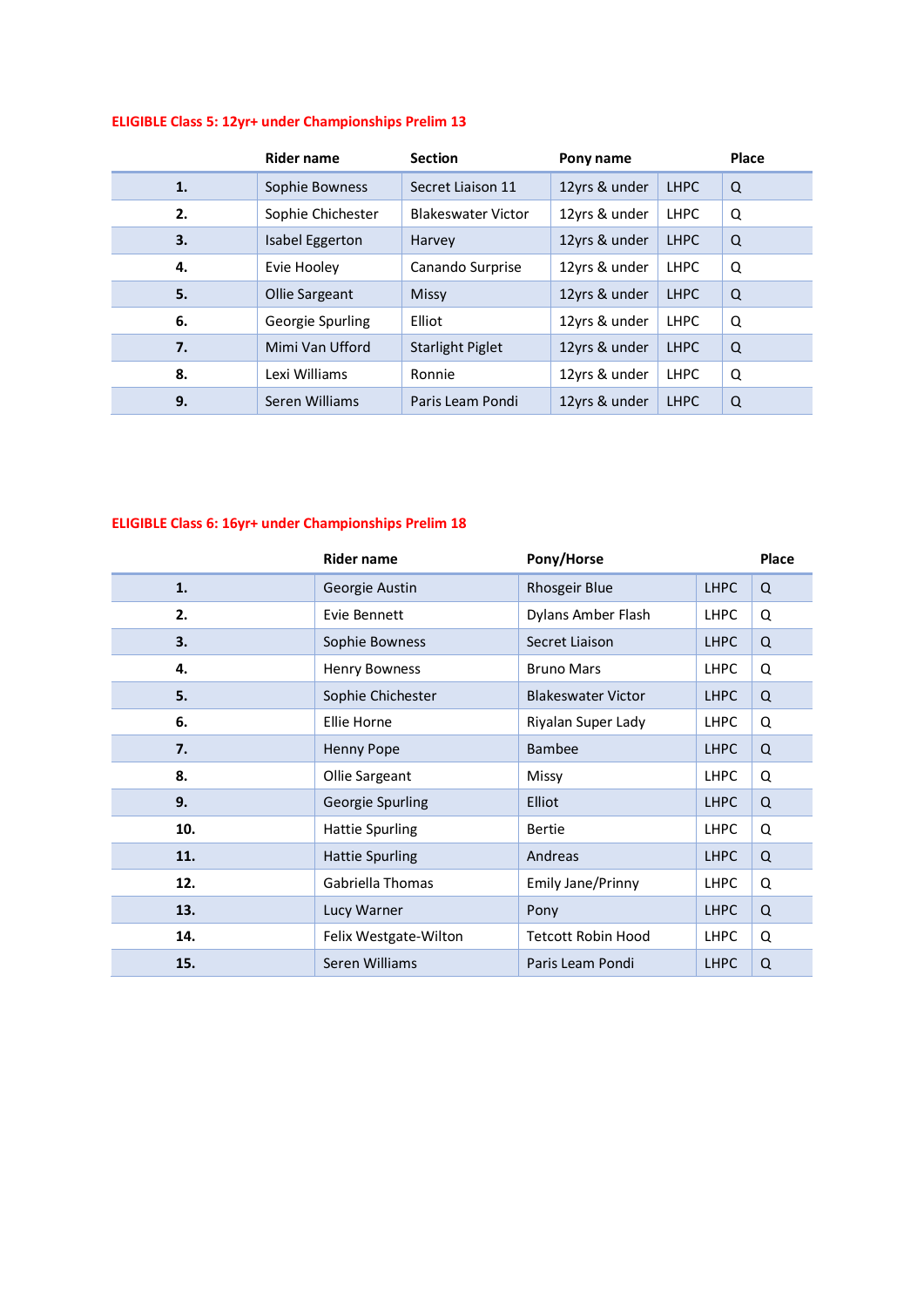**ELIGIBLE Class 5: 12yr+ under Championships Prelim 13**

| | Rider name | Section | Pony name | | Place |
|---|---|---|---|---|---|
| **1.** | Sophie Bowness | Secret Liaison 11 | 12yrs & under | LHPC | Q |
| **2.** | Sophie Chichester | Blakeswater Victor | 12yrs & under | LHPC | Q |
| **3.** | Isabel Eggerton | Harvey | 12yrs & under | LHPC | Q |
| **4.** | Evie Hooley | Canando Surprise | 12yrs & under | LHPC | Q |
| **5.** | Ollie Sargeant | Missy | 12yrs & under | LHPC | Q |
| **6.** | Georgie Spurling | Elliot | 12yrs & under | LHPC | Q |
| **7.** | Mimi Van Ufford | Starlight Piglet | 12yrs & under | LHPC | Q |
| **8.** | Lexi Williams | Ronnie | 12yrs & under | LHPC | Q |
| **9.** | Seren Williams | Paris Leam Pondi | 12yrs & under | LHPC | Q |

**ELIGIBLE Class 6: 16yr+ under Championships Prelim 18**

| | Rider name | Pony/Horse | | Place |
|---|---|---|---|---|
| **1.** | Georgie Austin | Rhosgeir Blue | LHPC | Q |
| **2.** | Evie Bennett | Dylans Amber Flash | LHPC | Q |
| **3.** | Sophie Bowness | Secret Liaison | LHPC | Q |
| **4.** | Henry Bowness | Bruno Mars | LHPC | Q |
| **5.** | Sophie Chichester | Blakeswater Victor | LHPC | Q |
| **6.** | Ellie Horne | Riyalan Super Lady | LHPC | Q |
| **7.** | Henny Pope | Bambee | LHPC | Q |
| **8.** | Ollie Sargeant | Missy | LHPC | Q |
| **9.** | Georgie Spurling | Elliot | LHPC | Q |
| **10.** | Hattie Spurling | Bertie | LHPC | Q |
| **11.** | Hattie Spurling | Andreas | LHPC | Q |
| **12.** | Gabriella Thomas | Emily Jane/Prinny | LHPC | Q |
| **13.** | Lucy Warner | Pony | LHPC | Q |
| **14.** | Felix Westgate-Wilton | Tetcott Robin Hood | LHPC | Q |
| **15.** | Seren Williams | Paris Leam Pondi | LHPC | Q |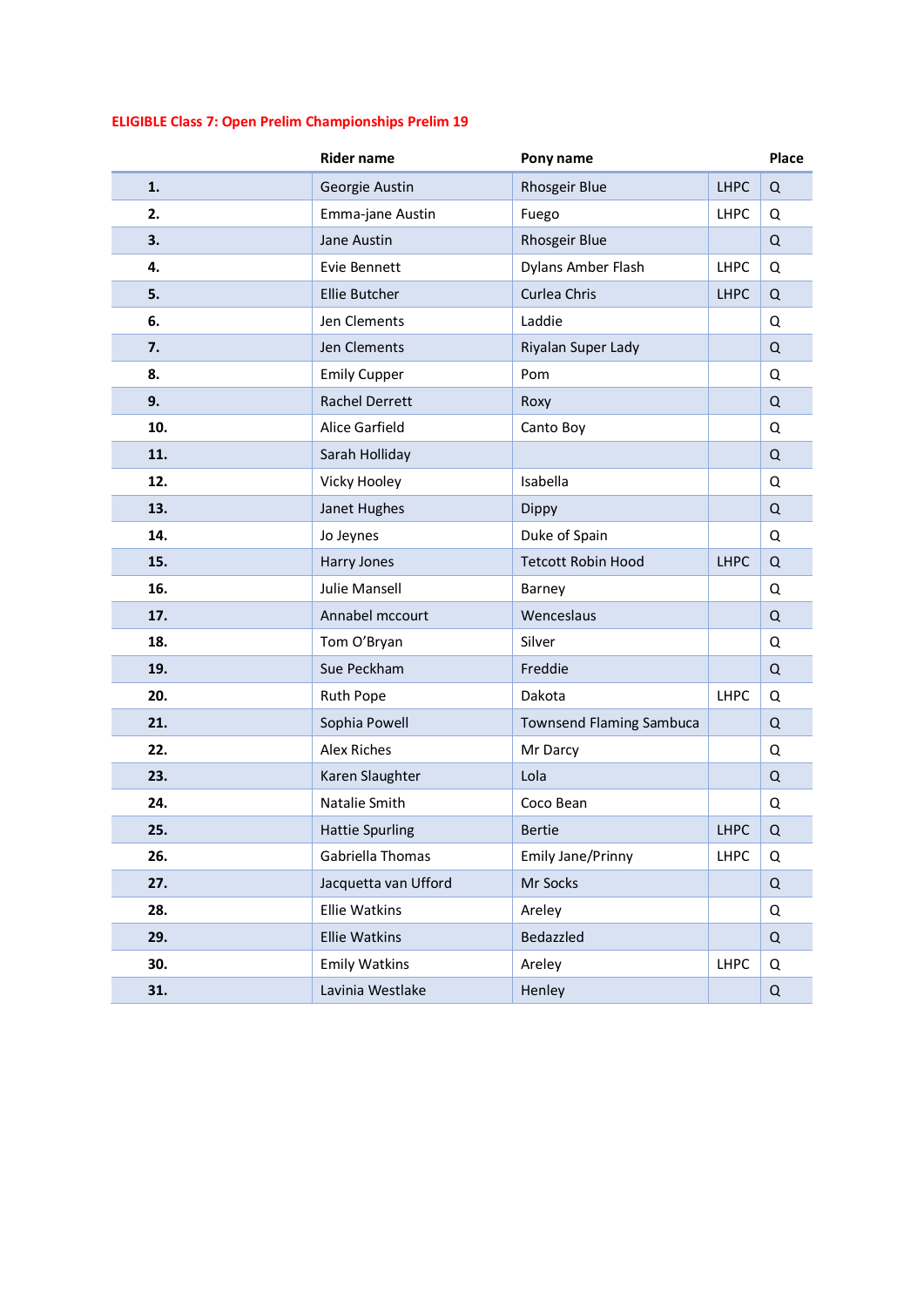**ELIGIBLE Class 7: Open Prelim Championships Prelim 19**

| | Rider name | Pony name | | Place |
|---|---|---|---|---|
| **1.** | Georgie Austin | Rhosgeir Blue | LHPC | Q |
| **2.** | Emma-jane Austin | Fuego | LHPC | Q |
| **3.** | Jane Austin | Rhosgeir Blue | | Q |
| **4.** | Evie Bennett | Dylans Amber Flash | LHPC | Q |
| **5.** | Ellie Butcher | Curlea Chris | LHPC | Q |
| **6.** | Jen Clements | Laddie | | Q |
| **7.** | Jen Clements | Riyalan Super Lady | | Q |
| **8.** | Emily Cupper | Pom | | Q |
| **9.** | Rachel Derrett | Roxy | | Q |
| **10.** | Alice Garfield | Canto Boy | | Q |
| **11.** | Sarah Holliday | | | Q |
| **12.** | Vicky Hooley | Isabella | | Q |
| **13.** | Janet Hughes | Dippy | | Q |
| **14.** | Jo Jeynes | Duke of Spain | | Q |
| **15.** | Harry Jones | Tetcott Robin Hood | LHPC | Q |
| **16.** | Julie Mansell | Barney | | Q |
| **17.** | Annabel mccourt | Wenceslaus | | Q |
| **18.** | Tom O'Bryan | Silver | | Q |
| **19.** | Sue Peckham | Freddie | | Q |
| **20.** | Ruth Pope | Dakota | LHPC | Q |
| **21.** | Sophia Powell | Townsend Flaming Sambuca | | Q |
| **22.** | Alex Riches | Mr Darcy | | Q |
| **23.** | Karen Slaughter | Lola | | Q |
| **24.** | Natalie Smith | Coco Bean | | Q |
| **25.** | Hattie Spurling | Bertie | LHPC | Q |
| **26.** | Gabriella Thomas | Emily Jane/Prinny | LHPC | Q |
| **27.** | Jacquetta van Ufford | Mr Socks | | Q |
| **28.** | Ellie Watkins | Areley | | Q |
| **29.** | Ellie Watkins | Bedazzled | | Q |
| **30.** | Emily Watkins | Areley | LHPC | Q |
| **31.** | Lavinia Westlake | Henley | | Q |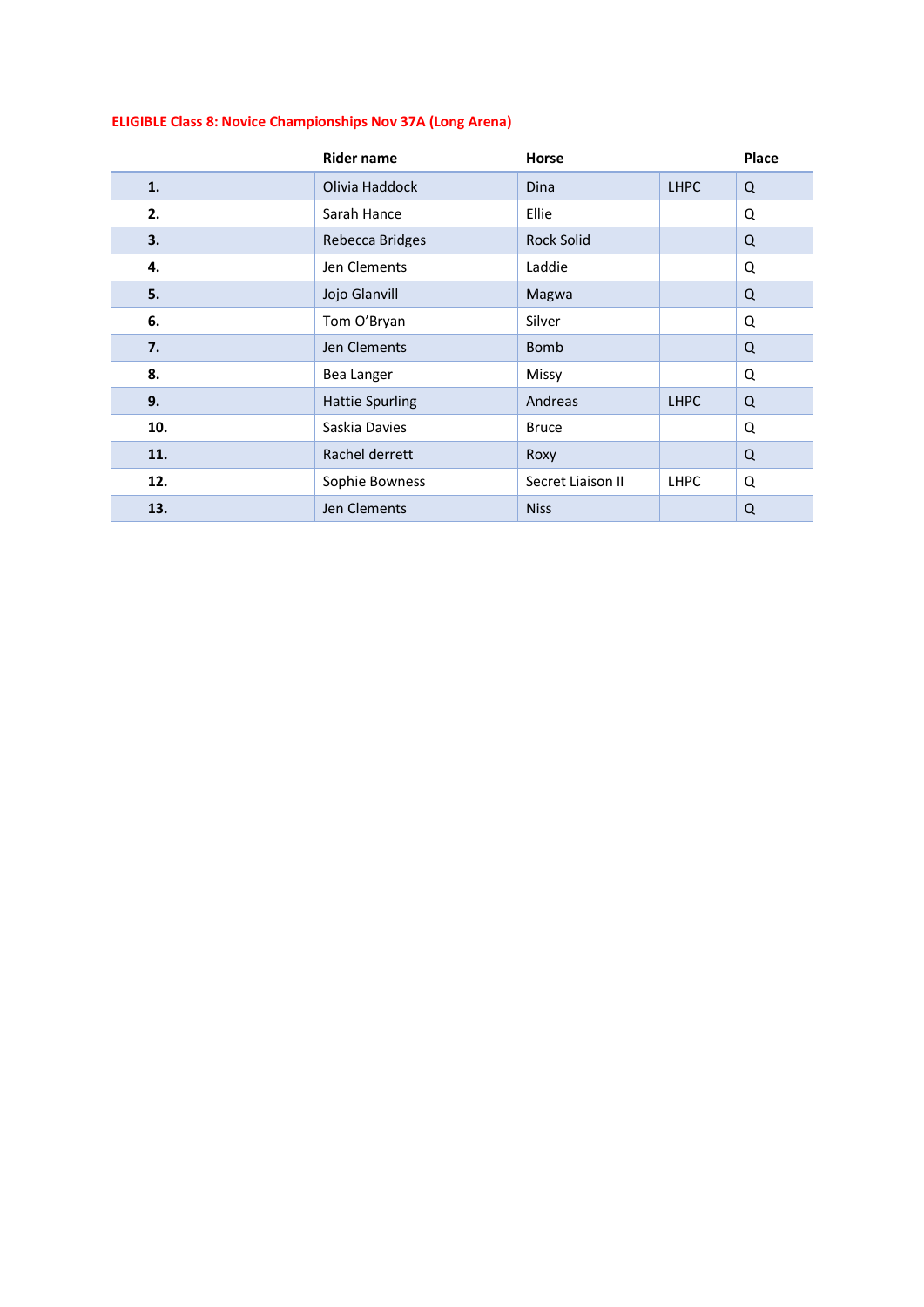**ELIGIBLE Class 8: Novice Championships Nov 37A (Long Arena)**

| | Rider name | Horse | | Place |
|---|---|---|---|---|
| **1.** | Olivia Haddock | Dina | LHPC | Q |
| **2.** | Sarah Hance | Ellie | | Q |
| **3.** | Rebecca Bridges | Rock Solid | | Q |
| **4.** | Jen Clements | Laddie | | Q |
| **5.** | Jojo Glanvill | Magwa | | Q |
| **6.** | Tom O'Bryan | Silver | | Q |
| **7.** | Jen Clements | Bomb | | Q |
| **8.** | Bea Langer | Missy | | Q |
| **9.** | Hattie Spurling | Andreas | LHPC | Q |
| **10.** | Saskia Davies | Bruce | | Q |
| **11.** | Rachel derrett | Roxy | | Q |
| **12.** | Sophie Bowness | Secret Liaison II | LHPC | Q |
| **13.** | Jen Clements | Niss | | Q |